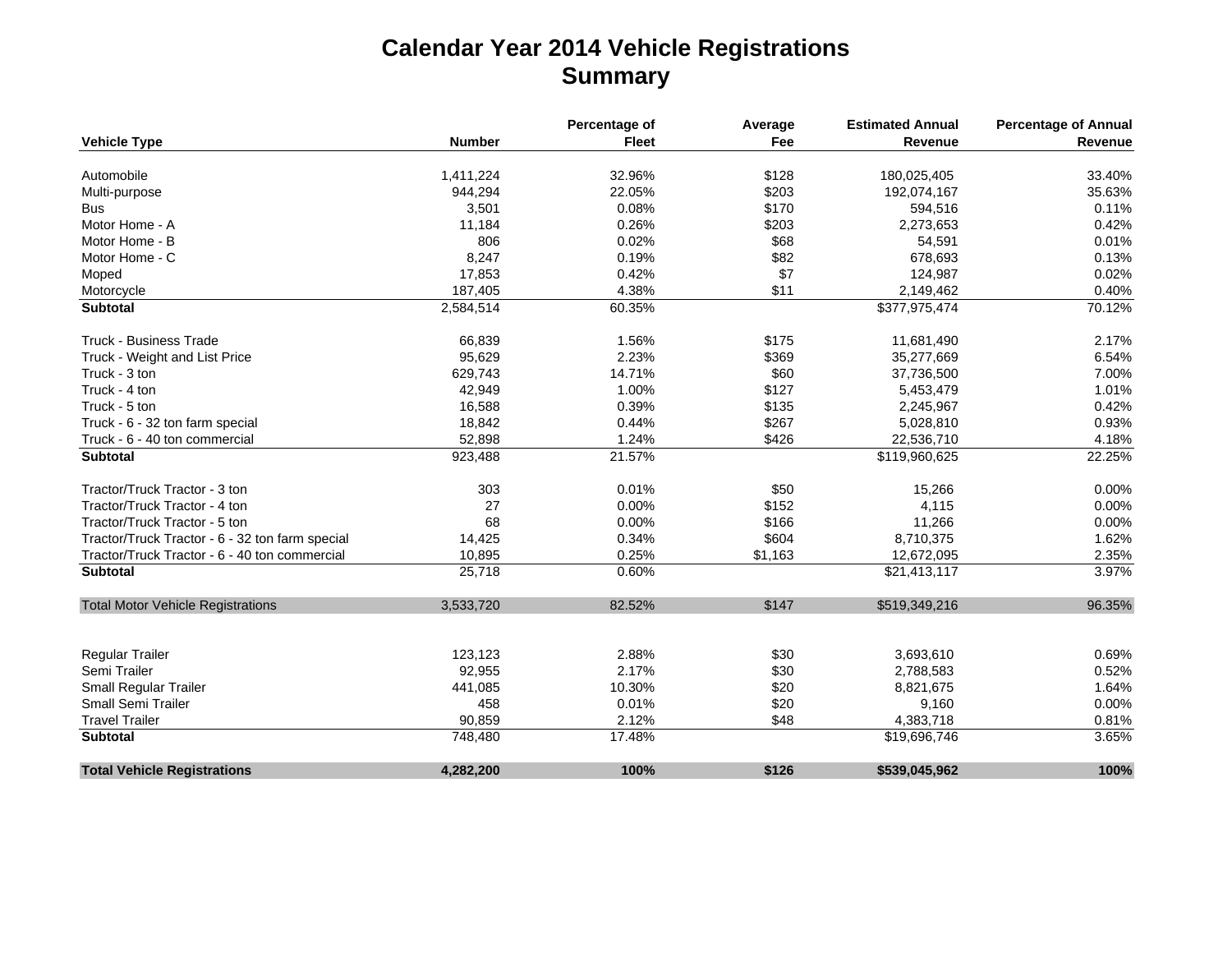# Calendar Year 2014 Vehicle Registrations
## Summary

| Vehicle Type | Number | Percentage of Fleet | Average Fee | Estimated Annual Revenue | Percentage of Annual Revenue |
|---|---|---|---|---|---|
| Automobile | 1,411,224 | 32.96% | $128 | 180,025,405 | 33.40% |
| Multi-purpose | 944,294 | 22.05% | $203 | 192,074,167 | 35.63% |
| Bus | 3,501 | 0.08% | $170 | 594,516 | 0.11% |
| Motor Home - A | 11,184 | 0.26% | $203 | 2,273,653 | 0.42% |
| Motor Home - B | 806 | 0.02% | $68 | 54,591 | 0.01% |
| Motor Home - C | 8,247 | 0.19% | $82 | 678,693 | 0.13% |
| Moped | 17,853 | 0.42% | $7 | 124,987 | 0.02% |
| Motorcycle | 187,405 | 4.38% | $11 | 2,149,462 | 0.40% |
| **Subtotal** | 2,584,514 | 60.35% | | $377,975,474 | 70.12% |
| Truck - Business Trade | 66,839 | 1.56% | $175 | 11,681,490 | 2.17% |
| Truck - Weight and List Price | 95,629 | 2.23% | $369 | 35,277,669 | 6.54% |
| Truck - 3 ton | 629,743 | 14.71% | $60 | 37,736,500 | 7.00% |
| Truck - 4 ton | 42,949 | 1.00% | $127 | 5,453,479 | 1.01% |
| Truck - 5 ton | 16,588 | 0.39% | $135 | 2,245,967 | 0.42% |
| Truck - 6 - 32 ton farm special | 18,842 | 0.44% | $267 | 5,028,810 | 0.93% |
| Truck - 6 - 40 ton commercial | 52,898 | 1.24% | $426 | 22,536,710 | 4.18% |
| **Subtotal** | 923,488 | 21.57% | | $119,960,625 | 22.25% |
| Tractor/Truck Tractor - 3 ton | 303 | 0.01% | $50 | 15,266 | 0.00% |
| Tractor/Truck Tractor - 4 ton | 27 | 0.00% | $152 | 4,115 | 0.00% |
| Tractor/Truck Tractor - 5 ton | 68 | 0.00% | $166 | 11,266 | 0.00% |
| Tractor/Truck Tractor - 6 - 32 ton farm special | 14,425 | 0.34% | $604 | 8,710,375 | 1.62% |
| Tractor/Truck Tractor - 6 - 40 ton commercial | 10,895 | 0.25% | $1,163 | 12,672,095 | 2.35% |
| **Subtotal** | 25,718 | 0.60% | | $21,413,117 | 3.97% |
| Total Motor Vehicle Registrations | 3,533,720 | 82.52% | $147 | $519,349,216 | 96.35% |
| Regular Trailer | 123,123 | 2.88% | $30 | 3,693,610 | 0.69% |
| Semi Trailer | 92,955 | 2.17% | $30 | 2,788,583 | 0.52% |
| Small Regular Trailer | 441,085 | 10.30% | $20 | 8,821,675 | 1.64% |
| Small Semi Trailer | 458 | 0.01% | $20 | 9,160 | 0.00% |
| Travel Trailer | 90,859 | 2.12% | $48 | 4,383,718 | 0.81% |
| **Subtotal** | 748,480 | 17.48% | | $19,696,746 | 3.65% |
| **Total Vehicle Registrations** | **4,282,200** | **100%** | **$126** | **$539,045,962** | **100%** |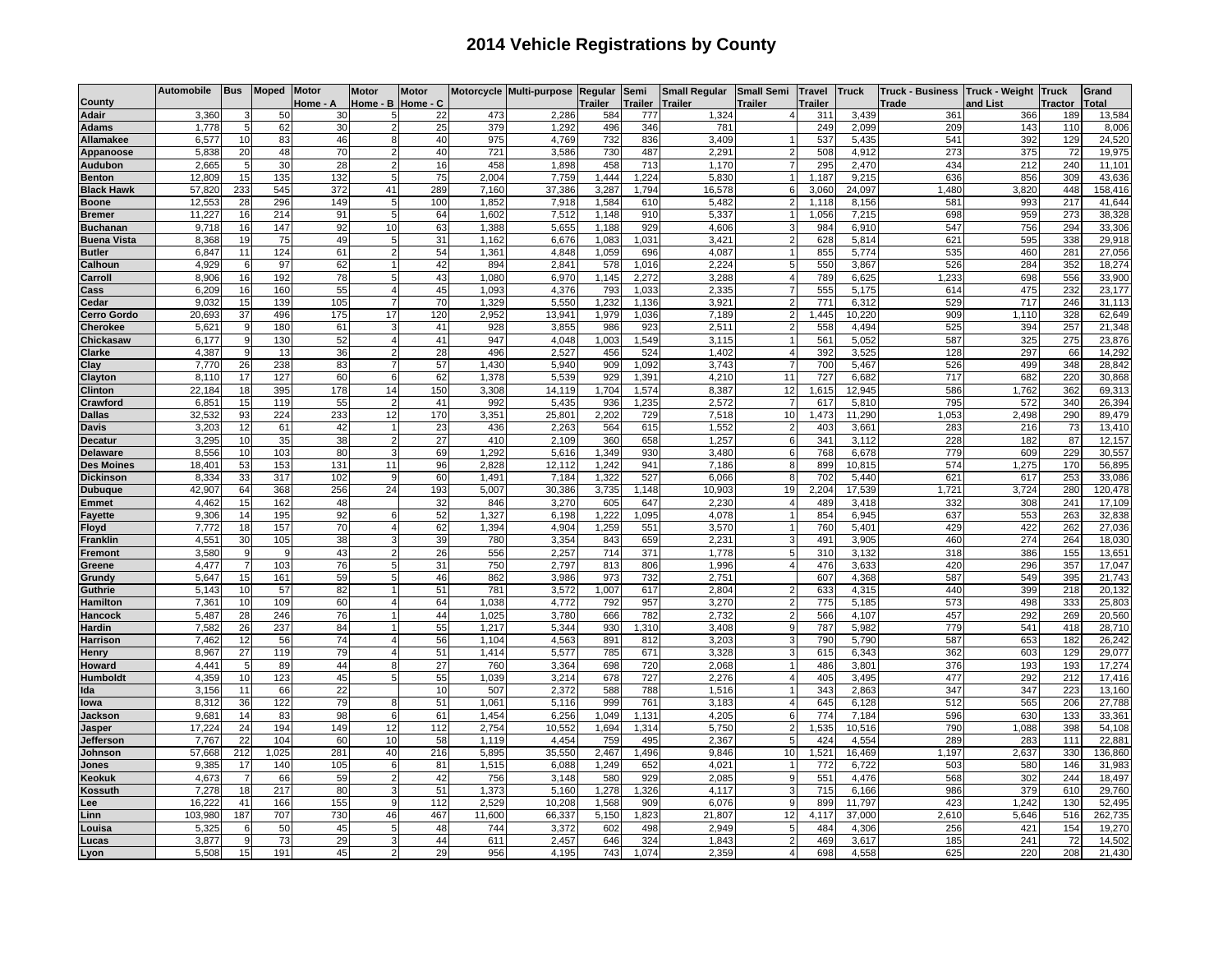# 2014 Vehicle Registrations by County

| County | Automobile | Bus | Moped | Motor Home - A | Motor Home - B | Motor Home - C | Motorcycle | Multi-purpose | Regular Trailer | Semi Trailer | Small Regular Trailer | Small Semi Trailer | Travel Trailer | Truck | Truck - Business Trade | Truck - Weight and List | Truck Tractor | Grand Total |
|---|---|---|---|---|---|---|---|---|---|---|---|---|---|---|---|---|---|---|
| Adair | 3,360 | 3 | 50 | 30 | 5 | 22 | 473 | 2,286 | 584 | 777 | 1,324 | 4 | 311 | 3,439 | 361 | 366 | 189 | 13,584 |
| Adams | 1,778 | 5 | 62 | 30 | 2 | 25 | 379 | 1,292 | 496 | 346 | 781 | | 249 | 2,099 | 209 | 143 | 110 | 8,006 |
| Allamakee | 6,577 | 10 | 83 | 46 | 8 | 40 | 975 | 4,769 | 732 | 836 | 3,409 | 1 | 537 | 5,435 | 541 | 392 | 129 | 24,520 |
| Appanoose | 5,838 | 20 | 48 | 70 | 2 | 40 | 721 | 3,586 | 730 | 487 | 2,291 | 2 | 508 | 4,912 | 273 | 375 | 72 | 19,975 |
| Audubon | 2,665 | 5 | 30 | 28 | 2 | 16 | 458 | 1,898 | 458 | 713 | 1,170 | 7 | 295 | 2,470 | 434 | 212 | 240 | 11,101 |
| Benton | 12,809 | 15 | 135 | 132 | 5 | 75 | 2,004 | 7,759 | 1,444 | 1,224 | 5,830 | 1 | 1,187 | 9,215 | 636 | 856 | 309 | 43,636 |
| Black Hawk | 57,820 | 233 | 545 | 372 | 41 | 289 | 7,160 | 37,386 | 3,287 | 1,794 | 16,578 | 6 | 3,060 | 24,097 | 1,480 | 3,820 | 448 | 158,416 |
| Boone | 12,553 | 28 | 296 | 149 | 5 | 100 | 1,852 | 7,918 | 1,584 | 610 | 5,482 | 2 | 1,118 | 8,156 | 581 | 993 | 217 | 41,644 |
| Bremer | 11,227 | 16 | 214 | 91 | 5 | 64 | 1,602 | 7,512 | 1,148 | 910 | 5,337 | 1 | 1,056 | 7,215 | 698 | 959 | 273 | 38,328 |
| Buchanan | 9,718 | 16 | 147 | 92 | 10 | 63 | 1,388 | 5,655 | 1,188 | 929 | 4,606 | 3 | 984 | 6,910 | 547 | 756 | 294 | 33,306 |
| Buena Vista | 8,368 | 19 | 75 | 49 | 5 | 31 | 1,162 | 6,676 | 1,083 | 1,031 | 3,421 | 2 | 628 | 5,814 | 621 | 595 | 338 | 29,918 |
| Butler | 6,847 | 11 | 124 | 61 | 2 | 54 | 1,361 | 4,848 | 1,059 | 696 | 4,087 | 1 | 855 | 5,774 | 535 | 460 | 281 | 27,056 |
| Calhoun | 4,929 | 6 | 97 | 62 | 1 | 42 | 894 | 2,841 | 578 | 1,016 | 2,224 | 5 | 550 | 3,867 | 526 | 284 | 352 | 18,274 |
| Carroll | 8,906 | 16 | 192 | 78 | 5 | 43 | 1,080 | 6,970 | 1,145 | 2,272 | 3,288 | 4 | 789 | 6,625 | 1,233 | 698 | 556 | 33,900 |
| Cass | 6,209 | 16 | 160 | 55 | 4 | 45 | 1,093 | 4,376 | 793 | 1,033 | 2,335 | 7 | 555 | 5,175 | 614 | 475 | 232 | 23,177 |
| Cedar | 9,032 | 15 | 139 | 105 | 7 | 70 | 1,329 | 5,550 | 1,232 | 1,136 | 3,921 | 2 | 771 | 6,312 | 529 | 717 | 246 | 31,113 |
| Cerro Gordo | 20,693 | 37 | 496 | 175 | 17 | 120 | 2,952 | 13,941 | 1,979 | 1,036 | 7,189 | 2 | 1,445 | 10,220 | 909 | 1,110 | 328 | 62,649 |
| Cherokee | 5,621 | 9 | 180 | 61 | 3 | 41 | 928 | 3,855 | 986 | 923 | 2,511 | 2 | 558 | 4,494 | 525 | 394 | 257 | 21,348 |
| Chickasaw | 6,177 | 9 | 130 | 52 | 4 | 41 | 947 | 4,048 | 1,003 | 1,549 | 3,115 | 1 | 561 | 5,052 | 587 | 325 | 275 | 23,876 |
| Clarke | 4,387 | 9 | 13 | 36 | 2 | 28 | 496 | 2,527 | 456 | 524 | 1,402 | 4 | 392 | 3,525 | 128 | 297 | 66 | 14,292 |
| Clay | 7,770 | 26 | 238 | 83 | 7 | 57 | 1,430 | 5,940 | 909 | 1,092 | 3,743 | 7 | 700 | 5,467 | 526 | 499 | 348 | 28,842 |
| Clayton | 8,110 | 17 | 127 | 60 | 6 | 62 | 1,378 | 5,539 | 929 | 1,391 | 4,210 | 11 | 727 | 6,682 | 717 | 682 | 220 | 30,868 |
| Clinton | 22,184 | 18 | 395 | 178 | 14 | 150 | 3,308 | 14,119 | 1,704 | 1,574 | 8,387 | 12 | 1,615 | 12,945 | 586 | 1,762 | 362 | 69,313 |
| Crawford | 6,851 | 15 | 119 | 55 | 2 | 41 | 992 | 5,435 | 936 | 1,235 | 2,572 | 7 | 617 | 5,810 | 795 | 572 | 340 | 26,394 |
| Dallas | 32,532 | 93 | 224 | 233 | 12 | 170 | 3,351 | 25,801 | 2,202 | 729 | 7,518 | 10 | 1,473 | 11,290 | 1,053 | 2,498 | 290 | 89,479 |
| Davis | 3,203 | 12 | 61 | 42 | 1 | 23 | 436 | 2,263 | 564 | 615 | 1,552 | 2 | 403 | 3,661 | 283 | 216 | 73 | 13,410 |
| Decatur | 3,295 | 10 | 35 | 38 | 2 | 27 | 410 | 2,109 | 360 | 658 | 1,257 | 6 | 341 | 3,112 | 228 | 182 | 87 | 12,157 |
| Delaware | 8,556 | 10 | 103 | 80 | 3 | 69 | 1,292 | 5,616 | 1,349 | 930 | 3,480 | 6 | 768 | 6,678 | 779 | 609 | 229 | 30,557 |
| Des Moines | 18,401 | 53 | 153 | 131 | 11 | 96 | 2,828 | 12,112 | 1,242 | 941 | 7,186 | 8 | 899 | 10,815 | 574 | 1,275 | 170 | 56,895 |
| Dickinson | 8,334 | 33 | 317 | 102 | 9 | 60 | 1,491 | 7,184 | 1,322 | 527 | 6,066 | 8 | 702 | 5,440 | 621 | 617 | 253 | 33,086 |
| Dubuque | 42,907 | 64 | 368 | 256 | 24 | 193 | 5,007 | 30,386 | 3,735 | 1,148 | 10,903 | 19 | 2,204 | 17,539 | 1,721 | 3,724 | 280 | 120,478 |
| Emmet | 4,462 | 15 | 162 | 48 | | 32 | 846 | 3,270 | 605 | 647 | 2,230 | 4 | 489 | 3,418 | 332 | 308 | 241 | 17,109 |
| Fayette | 9,306 | 14 | 195 | 92 | 6 | 52 | 1,327 | 6,198 | 1,222 | 1,095 | 4,078 | 1 | 854 | 6,945 | 637 | 553 | 263 | 32,838 |
| Floyd | 7,772 | 18 | 157 | 70 | 4 | 62 | 1,394 | 4,904 | 1,259 | 551 | 3,570 | 1 | 760 | 5,401 | 429 | 422 | 262 | 27,036 |
| Franklin | 4,551 | 30 | 105 | 38 | 3 | 39 | 780 | 3,354 | 843 | 659 | 2,231 | 3 | 491 | 3,905 | 460 | 274 | 264 | 18,030 |
| Fremont | 3,580 | 9 | 9 | 43 | 2 | 26 | 556 | 2,257 | 714 | 371 | 1,778 | 5 | 310 | 3,132 | 318 | 386 | 155 | 13,651 |
| Greene | 4,477 | 7 | 103 | 76 | 5 | 31 | 750 | 2,797 | 813 | 806 | 1,996 | 4 | 476 | 3,633 | 420 | 296 | 357 | 17,047 |
| Grundy | 5,647 | 15 | 161 | 59 | 5 | 46 | 862 | 3,986 | 973 | 732 | 2,751 | | 607 | 4,368 | 587 | 549 | 395 | 21,743 |
| Guthrie | 5,143 | 10 | 57 | 82 | 1 | 51 | 781 | 3,572 | 1,007 | 617 | 2,804 | 2 | 633 | 4,315 | 440 | 399 | 218 | 20,132 |
| Hamilton | 7,361 | 10 | 109 | 60 | 4 | 64 | 1,038 | 4,772 | 792 | 957 | 3,270 | 2 | 775 | 5,185 | 573 | 498 | 333 | 25,803 |
| Hancock | 5,487 | 28 | 246 | 76 | 1 | 44 | 1,025 | 3,780 | 666 | 782 | 2,732 | 2 | 566 | 4,107 | 457 | 292 | 269 | 20,560 |
| Hardin | 7,582 | 26 | 237 | 84 | 1 | 55 | 1,217 | 5,344 | 930 | 1,310 | 3,408 | 9 | 787 | 5,982 | 779 | 541 | 418 | 28,710 |
| Harrison | 7,462 | 12 | 56 | 74 | 4 | 56 | 1,104 | 4,563 | 891 | 812 | 3,203 | 3 | 790 | 5,790 | 587 | 653 | 182 | 26,242 |
| Henry | 8,967 | 27 | 119 | 79 | 4 | 51 | 1,414 | 5,577 | 785 | 671 | 3,328 | 3 | 615 | 6,343 | 362 | 603 | 129 | 29,077 |
| Howard | 4,441 | 5 | 89 | 44 | 8 | 27 | 760 | 3,364 | 698 | 720 | 2,068 | 1 | 486 | 3,801 | 376 | 193 | 193 | 17,274 |
| Humboldt | 4,359 | 10 | 123 | 45 | 5 | 55 | 1,039 | 3,214 | 678 | 727 | 2,276 | 4 | 405 | 3,495 | 477 | 292 | 212 | 17,416 |
| Ida | 3,156 | 11 | 66 | 22 | | 10 | 507 | 2,372 | 588 | 788 | 1,516 | 1 | 343 | 2,863 | 347 | 347 | 223 | 13,160 |
| Iowa | 8,312 | 36 | 122 | 79 | 8 | 51 | 1,061 | 5,116 | 999 | 761 | 3,183 | 4 | 645 | 6,128 | 512 | 565 | 206 | 27,788 |
| Jackson | 9,681 | 14 | 83 | 98 | 6 | 61 | 1,454 | 6,256 | 1,049 | 1,131 | 4,205 | 6 | 774 | 7,184 | 596 | 630 | 133 | 33,361 |
| Jasper | 17,224 | 24 | 194 | 149 | 12 | 112 | 2,754 | 10,552 | 1,694 | 1,314 | 5,750 | 2 | 1,535 | 10,516 | 790 | 1,088 | 398 | 54,108 |
| Jefferson | 7,767 | 22 | 104 | 60 | 10 | 58 | 1,119 | 4,454 | 759 | 495 | 2,367 | 5 | 424 | 4,554 | 289 | 283 | 111 | 22,881 |
| Johnson | 57,668 | 212 | 1,025 | 281 | 40 | 216 | 5,895 | 35,550 | 2,467 | 1,496 | 9,846 | 10 | 1,521 | 16,469 | 1,197 | 2,637 | 330 | 136,860 |
| Jones | 9,385 | 17 | 140 | 105 | 6 | 81 | 1,515 | 6,088 | 1,249 | 652 | 4,021 | 1 | 772 | 6,722 | 503 | 580 | 146 | 31,983 |
| Keokuk | 4,673 | 7 | 66 | 59 | 2 | 42 | 756 | 3,148 | 580 | 929 | 2,085 | 9 | 551 | 4,476 | 568 | 302 | 244 | 18,497 |
| Kossuth | 7,278 | 18 | 217 | 80 | 3 | 51 | 1,373 | 5,160 | 1,278 | 1,326 | 4,117 | 3 | 715 | 6,166 | 986 | 379 | 610 | 29,760 |
| Lee | 16,222 | 41 | 166 | 155 | 9 | 112 | 2,529 | 10,208 | 1,568 | 909 | 6,076 | 9 | 899 | 11,797 | 423 | 1,242 | 130 | 52,495 |
| Linn | 103,980 | 187 | 707 | 730 | 46 | 467 | 11,600 | 66,337 | 5,150 | 1,823 | 21,807 | 12 | 4,117 | 37,000 | 2,610 | 5,646 | 516 | 262,735 |
| Louisa | 5,325 | 6 | 50 | 45 | 5 | 48 | 744 | 3,372 | 602 | 498 | 2,949 | 5 | 484 | 4,306 | 256 | 421 | 154 | 19,270 |
| Lucas | 3,877 | 9 | 73 | 29 | 3 | 44 | 611 | 2,457 | 646 | 324 | 1,843 | 2 | 469 | 3,617 | 185 | 241 | 72 | 14,502 |
| Lyon | 5,508 | 15 | 191 | 45 | 2 | 29 | 956 | 4,195 | 743 | 1,074 | 2,359 | 4 | 698 | 4,558 | 625 | 220 | 208 | 21,430 |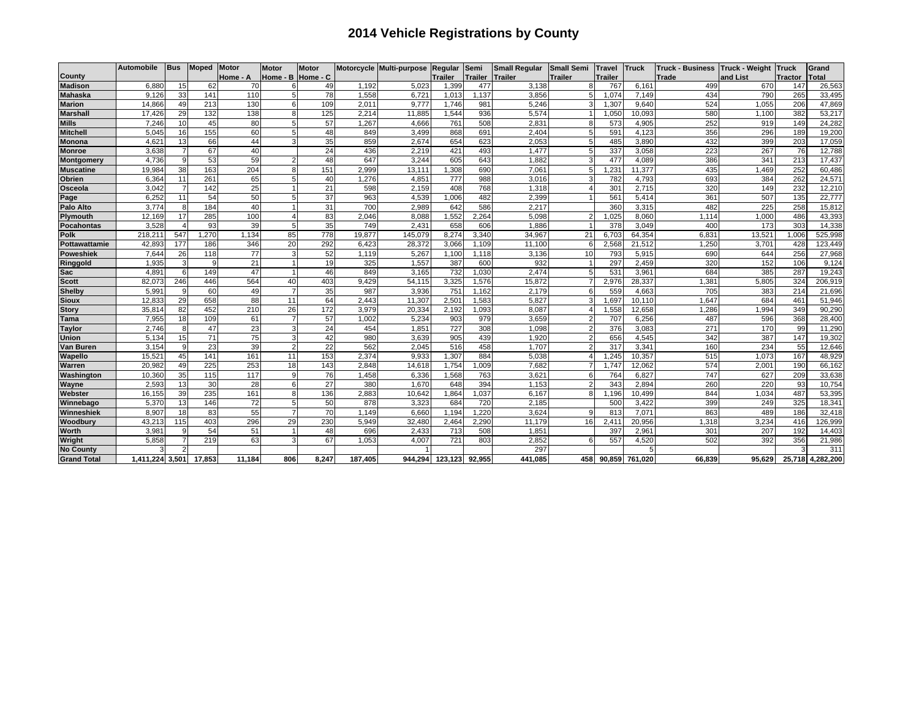# 2014 Vehicle Registrations by County

| County | Automobile | Bus | Moped | Motor Home - A | Motor Home - B | Motor Home - C | Motorcycle | Multi-purpose | Regular Trailer | Semi Trailer | Small Regular Trailer | Small Semi Trailer | Travel Trailer | Truck | Truck - Business Trade | Truck - Weight and List | Truck Tractor | Grand Total |
|---|---|---|---|---|---|---|---|---|---|---|---|---|---|---|---|---|---|---|
| **Madison** | 6,880 | 15 | 62 | 70 | 6 | 49 | 1,192 | 5,023 | 1,399 | 477 | 3,138 | 8 | 767 | 6,161 | 499 | 670 | 147 | 26,563 |
| **Mahaska** | 9,126 | 33 | 141 | 110 | 5 | 78 | 1,558 | 6,721 | 1,013 | 1,137 | 3,856 | 5 | 1,074 | 7,149 | 434 | 790 | 265 | 33,495 |
| **Marion** | 14,866 | 49 | 213 | 130 | 6 | 109 | 2,011 | 9,777 | 1,746 | 981 | 5,246 | 3 | 1,307 | 9,640 | 524 | 1,055 | 206 | 47,869 |
| **Marshall** | 17,426 | 29 | 132 | 138 | 8 | 125 | 2,214 | 11,885 | 1,544 | 936 | 5,574 | 1 | 1,050 | 10,093 | 580 | 1,100 | 382 | 53,217 |
| **Mills** | 7,246 | 10 | 45 | 80 | 5 | 57 | 1,267 | 4,666 | 761 | 508 | 2,831 | 8 | 573 | 4,905 | 252 | 919 | 149 | 24,282 |
| **Mitchell** | 5,045 | 16 | 155 | 60 | 5 | 48 | 849 | 3,499 | 868 | 691 | 2,404 | 5 | 591 | 4,123 | 356 | 296 | 189 | 19,200 |
| **Monona** | 4,621 | 13 | 66 | 44 | 3 | 35 | 859 | 2,674 | 654 | 623 | 2,053 | 5 | 485 | 3,890 | 432 | 399 | 203 | 17,059 |
| **Monroe** | 3,638 | 7 | 67 | 40 | | 24 | 436 | 2,219 | 421 | 493 | 1,477 | 5 | 337 | 3,058 | 223 | 267 | 76 | 12,788 |
| **Montgomery** | 4,736 | 9 | 53 | 59 | 2 | 48 | 647 | 3,244 | 605 | 643 | 1,882 | 3 | 477 | 4,089 | 386 | 341 | 213 | 17,437 |
| **Muscatine** | 19,984 | 38 | 163 | 204 | 8 | 151 | 2,999 | 13,111 | 1,308 | 690 | 7,061 | 5 | 1,231 | 11,377 | 435 | 1,469 | 252 | 60,486 |
| **Obrien** | 6,364 | 11 | 261 | 65 | 5 | 40 | 1,276 | 4,851 | 777 | 988 | 3,016 | 3 | 782 | 4,793 | 693 | 384 | 262 | 24,571 |
| **Osceola** | 3,042 | 7 | 142 | 25 | 1 | 21 | 598 | 2,159 | 408 | 768 | 1,318 | 4 | 301 | 2,715 | 320 | 149 | 232 | 12,210 |
| **Page** | 6,252 | 11 | 54 | 50 | 5 | 37 | 963 | 4,539 | 1,006 | 482 | 2,399 | 1 | 561 | 5,414 | 361 | 507 | 135 | 22,777 |
| **Palo Alto** | 3,774 | 8 | 184 | 40 | 1 | 31 | 700 | 2,989 | 642 | 586 | 2,217 | | 360 | 3,315 | 482 | 225 | 258 | 15,812 |
| **Plymouth** | 12,169 | 17 | 285 | 100 | 4 | 83 | 2,046 | 8,088 | 1,552 | 2,264 | 5,098 | 2 | 1,025 | 8,060 | 1,114 | 1,000 | 486 | 43,393 |
| **Pocahontas** | 3,528 | 4 | 93 | 39 | 5 | 35 | 749 | 2,431 | 658 | 606 | 1,886 | 1 | 378 | 3,049 | 400 | 173 | 303 | 14,338 |
| **Polk** | 218,211 | 547 | 1,270 | 1,134 | 85 | 778 | 19,877 | 145,079 | 8,274 | 3,340 | 34,967 | 21 | 6,703 | 64,354 | 6,831 | 13,521 | 1,006 | 525,998 |
| **Pottawattamie** | 42,893 | 177 | 186 | 346 | 20 | 292 | 6,423 | 28,372 | 3,066 | 1,109 | 11,100 | 6 | 2,568 | 21,512 | 1,250 | 3,701 | 428 | 123,449 |
| **Poweshiek** | 7,644 | 26 | 118 | 77 | 3 | 52 | 1,119 | 5,267 | 1,100 | 1,118 | 3,136 | 10 | 793 | 5,915 | 690 | 644 | 256 | 27,968 |
| **Ringgold** | 1,935 | 3 | 9 | 21 | 1 | 19 | 325 | 1,557 | 387 | 600 | 932 | 1 | 297 | 2,459 | 320 | 152 | 106 | 9,124 |
| **Sac** | 4,891 | 6 | 149 | 47 | 1 | 46 | 849 | 3,165 | 732 | 1,030 | 2,474 | 5 | 531 | 3,961 | 684 | 385 | 287 | 19,243 |
| **Scott** | 82,073 | 246 | 446 | 564 | 40 | 403 | 9,429 | 54,115 | 3,325 | 1,576 | 15,872 | 7 | 2,976 | 28,337 | 1,381 | 5,805 | 324 | 206,919 |
| **Shelby** | 5,991 | 9 | 60 | 49 | 7 | 35 | 987 | 3,936 | 751 | 1,162 | 2,179 | 6 | 559 | 4,663 | 705 | 383 | 214 | 21,696 |
| **Sioux** | 12,833 | 29 | 658 | 88 | 11 | 64 | 2,443 | 11,307 | 2,501 | 1,583 | 5,827 | 3 | 1,697 | 10,110 | 1,647 | 684 | 461 | 51,946 |
| **Story** | 35,814 | 82 | 452 | 210 | 26 | 172 | 3,979 | 20,334 | 2,192 | 1,093 | 8,087 | 4 | 1,558 | 12,658 | 1,286 | 1,994 | 349 | 90,290 |
| **Tama** | 7,955 | 18 | 109 | 61 | 7 | 57 | 1,002 | 5,234 | 903 | 979 | 3,659 | 2 | 707 | 6,256 | 487 | 596 | 368 | 28,400 |
| **Taylor** | 2,746 | 8 | 47 | 23 | 3 | 24 | 454 | 1,851 | 727 | 308 | 1,098 | 2 | 376 | 3,083 | 271 | 170 | 99 | 11,290 |
| **Union** | 5,134 | 15 | 71 | 75 | 3 | 42 | 980 | 3,639 | 905 | 439 | 1,920 | 2 | 656 | 4,545 | 342 | 387 | 147 | 19,302 |
| **Van Buren** | 3,154 | 9 | 23 | 39 | 2 | 22 | 562 | 2,045 | 516 | 458 | 1,707 | 2 | 317 | 3,341 | 160 | 234 | 55 | 12,646 |
| **Wapello** | 15,521 | 45 | 141 | 161 | 11 | 153 | 2,374 | 9,933 | 1,307 | 884 | 5,038 | 4 | 1,245 | 10,357 | 515 | 1,073 | 167 | 48,929 |
| **Warren** | 20,982 | 49 | 225 | 253 | 18 | 143 | 2,848 | 14,618 | 1,754 | 1,009 | 7,682 | 7 | 1,747 | 12,062 | 574 | 2,001 | 190 | 66,162 |
| **Washington** | 10,360 | 35 | 115 | 117 | 9 | 76 | 1,458 | 6,336 | 1,568 | 763 | 3,621 | 6 | 764 | 6,827 | 747 | 627 | 209 | 33,638 |
| **Wayne** | 2,593 | 13 | 30 | 28 | 6 | 27 | 380 | 1,670 | 648 | 394 | 1,153 | 2 | 343 | 2,894 | 260 | 220 | 93 | 10,754 |
| **Webster** | 16,155 | 39 | 235 | 161 | 8 | 136 | 2,883 | 10,642 | 1,864 | 1,037 | 6,167 | 8 | 1,196 | 10,499 | 844 | 1,034 | 487 | 53,395 |
| **Winnebago** | 5,370 | 13 | 146 | 72 | 5 | 50 | 878 | 3,323 | 684 | 720 | 2,185 | | 500 | 3,422 | 399 | 249 | 325 | 18,341 |
| **Winneshiek** | 8,907 | 18 | 83 | 55 | 7 | 70 | 1,149 | 6,660 | 1,194 | 1,220 | 3,624 | 9 | 813 | 7,071 | 863 | 489 | 186 | 32,418 |
| **Woodbury** | 43,213 | 115 | 403 | 296 | 29 | 230 | 5,949 | 32,480 | 2,464 | 2,290 | 11,179 | 16 | 2,411 | 20,956 | 1,318 | 3,234 | 416 | 126,999 |
| **Worth** | 3,981 | 9 | 54 | 51 | 1 | 48 | 696 | 2,433 | 713 | 508 | 1,851 | | 397 | 2,961 | 301 | 207 | 192 | 14,403 |
| **Wright** | 5,858 | 7 | 219 | 63 | 3 | 67 | 1,053 | 4,007 | 721 | 803 | 2,852 | 6 | 557 | 4,520 | 502 | 392 | 356 | 21,986 |
| **No County** | 3 | 2 | | | | | | 1 | | | 297 | | | 5 | | | 3 | 311 |
| **Grand Total** | **1,411,224** | **3,501** | **17,853** | **11,184** | **806** | **8,247** | **187,405** | **944,294** | **123,123** | **92,955** | **441,085** | **458** | **90,859** | **761,020** | **66,839** | **95,629** | **25,718** | **4,282,200** |